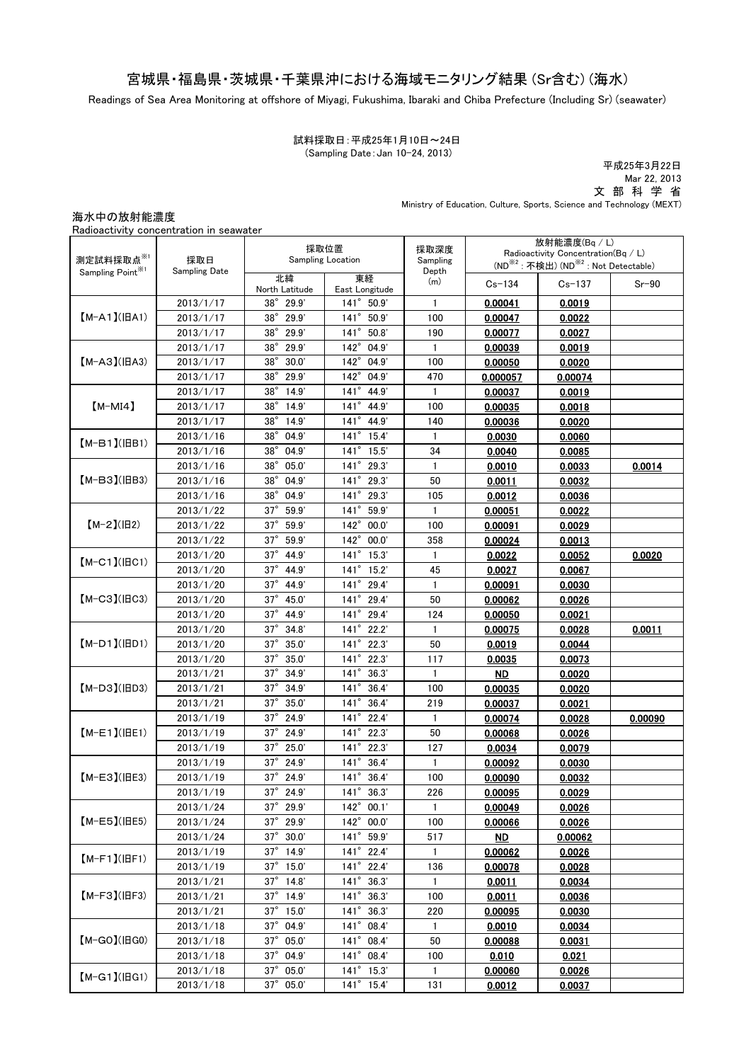# 宮城県・福島県・茨城県・千葉県沖における海域モニタリング結果（Sr含む）（海水）

Readings of Sea Area Monitoring at offshore of Miyagi, Fukushima, Ibaraki and Chiba Prefecture (Including Sr) (seawater)

試料採取日：平成25年1月10日～24日
(Sampling Date：Jan 10-24, 2013)

平成25年3月22日
Mar 22, 2013
文部科学省
Ministry of Education, Culture, Sports, Science and Technology (MEXT)

海水中の放射能濃度
Radioactivity concentration in seawater

| 測定試料採取点※1 Sampling Point※1 | 採取日 Sampling Date | 採取位置 Sampling Location | | 採取深度 Sampling Depth (m) | 放射能濃度(Bq／L) Radioactivity Concentration(Bq／L) (ND※2：不検出) (ND※2：Not Detectable) | | |
|---|---|---|---|---|---|---|---|
| | | 北緯 North Latitude | 東経 East Longitude | | Cs-134 | Cs-137 | Sr-90 |
| 【M-A1】(旧A1) | 2013/1/17 | 38° 29.9' | 141° 50.9' | 1 | 0.00041 | 0.0019 | |
| | 2013/1/17 | 38° 29.9' | 141° 50.9' | 100 | 0.00047 | 0.0022 | |
| | 2013/1/17 | 38° 29.9' | 141° 50.8' | 190 | 0.00077 | 0.0027 | |
| 【M-A3】(旧A3) | 2013/1/17 | 38° 29.9' | 142° 04.9' | 1 | 0.00039 | 0.0019 | |
| | 2013/1/17 | 38° 30.0' | 142° 04.9' | 100 | 0.00050 | 0.0020 | |
| | 2013/1/17 | 38° 29.9' | 142° 04.9' | 470 | 0.000057 | 0.00074 | |
| 【M-MI4】 | 2013/1/17 | 38° 14.9' | 141° 44.9' | 1 | 0.00037 | 0.0019 | |
| | 2013/1/17 | 38° 14.9' | 141° 44.9' | 100 | 0.00035 | 0.0018 | |
| | 2013/1/17 | 38° 14.9' | 141° 44.9' | 140 | 0.00036 | 0.0020 | |
| 【M-B1】(旧B1) | 2013/1/16 | 38° 04.9' | 141° 15.4' | 1 | 0.0030 | 0.0060 | |
| | 2013/1/16 | 38° 04.9' | 141° 15.5' | 34 | 0.0040 | 0.0085 | |
| 【M-B3】(旧B3) | 2013/1/16 | 38° 05.0' | 141° 29.3' | 1 | 0.0010 | 0.0033 | 0.0014 |
| | 2013/1/16 | 38° 04.9' | 141° 29.3' | 50 | 0.0011 | 0.0032 | |
| | 2013/1/16 | 38° 04.9' | 141° 29.3' | 105 | 0.0012 | 0.0036 | |
| 【M-2】(旧2) | 2013/1/22 | 37° 59.9' | 141° 59.9' | 1 | 0.00051 | 0.0022 | |
| | 2013/1/22 | 37° 59.9' | 142° 00.0' | 100 | 0.00091 | 0.0029 | |
| | 2013/1/22 | 37° 59.9' | 142° 00.0' | 358 | 0.00024 | 0.0013 | |
| 【M-C1】(旧C1) | 2013/1/20 | 37° 44.9' | 141° 15.3' | 1 | 0.0022 | 0.0052 | 0.0020 |
| | 2013/1/20 | 37° 44.9' | 141° 15.2' | 45 | 0.0027 | 0.0067 | |
| 【M-C3】(旧C3) | 2013/1/20 | 37° 44.9' | 141° 29.4' | 1 | 0.00091 | 0.0030 | |
| | 2013/1/20 | 37° 45.0' | 141° 29.4' | 50 | 0.00062 | 0.0026 | |
| | 2013/1/20 | 37° 44.9' | 141° 29.4' | 124 | 0.00050 | 0.0021 | |
| 【M-D1】(旧D1) | 2013/1/20 | 37° 34.8' | 141° 22.2' | 1 | 0.00075 | 0.0028 | 0.0011 |
| | 2013/1/20 | 37° 35.0' | 141° 22.3' | 50 | 0.0019 | 0.0044 | |
| | 2013/1/20 | 37° 35.0' | 141° 22.3' | 117 | 0.0035 | 0.0073 | |
| 【M-D3】(旧D3) | 2013/1/21 | 37° 34.9' | 141° 36.3' | 1 | ND | 0.0020 | |
| | 2013/1/21 | 37° 34.9' | 141° 36.4' | 100 | 0.00035 | 0.0020 | |
| | 2013/1/21 | 37° 35.0' | 141° 36.4' | 219 | 0.00037 | 0.0021 | |
| 【M-E1】(旧E1) | 2013/1/19 | 37° 24.9' | 141° 22.4' | 1 | 0.00074 | 0.0028 | 0.00090 |
| | 2013/1/19 | 37° 24.9' | 141° 22.3' | 50 | 0.00068 | 0.0026 | |
| | 2013/1/19 | 37° 25.0' | 141° 22.3' | 127 | 0.0034 | 0.0079 | |
| 【M-E3】(旧E3) | 2013/1/19 | 37° 24.9' | 141° 36.4' | 1 | 0.00092 | 0.0030 | |
| | 2013/1/19 | 37° 24.9' | 141° 36.4' | 100 | 0.00090 | 0.0032 | |
| | 2013/1/19 | 37° 24.9' | 141° 36.3' | 226 | 0.00095 | 0.0029 | |
| 【M-E5】(旧E5) | 2013/1/24 | 37° 29.9' | 142° 00.1' | 1 | 0.00049 | 0.0026 | |
| | 2013/1/24 | 37° 29.9' | 142° 00.0' | 100 | 0.00066 | 0.0026 | |
| | 2013/1/24 | 37° 30.0' | 141° 59.9' | 517 | ND | 0.00062 | |
| 【M-F1】(旧F1) | 2013/1/19 | 37° 14.9' | 141° 22.4' | 1 | 0.00062 | 0.0026 | |
| | 2013/1/19 | 37° 15.0' | 141° 22.4' | 136 | 0.00078 | 0.0028 | |
| 【M-F3】(旧F3) | 2013/1/21 | 37° 14.8' | 141° 36.3' | 1 | 0.0011 | 0.0034 | |
| | 2013/1/21 | 37° 14.9' | 141° 36.3' | 100 | 0.0011 | 0.0036 | |
| | 2013/1/21 | 37° 15.0' | 141° 36.3' | 220 | 0.00095 | 0.0030 | |
| 【M-G0】(旧G0) | 2013/1/18 | 37° 04.9' | 141° 08.4' | 1 | 0.0010 | 0.0034 | |
| | 2013/1/18 | 37° 05.0' | 141° 08.4' | 50 | 0.00088 | 0.0031 | |
| | 2013/1/18 | 37° 04.9' | 141° 08.4' | 100 | 0.010 | 0.021 | |
| 【M-G1】(旧G1) | 2013/1/18 | 37° 05.0' | 141° 15.3' | 1 | 0.00060 | 0.0026 | |
| | 2013/1/18 | 37° 05.0' | 141° 15.4' | 131 | 0.0012 | 0.0037 | |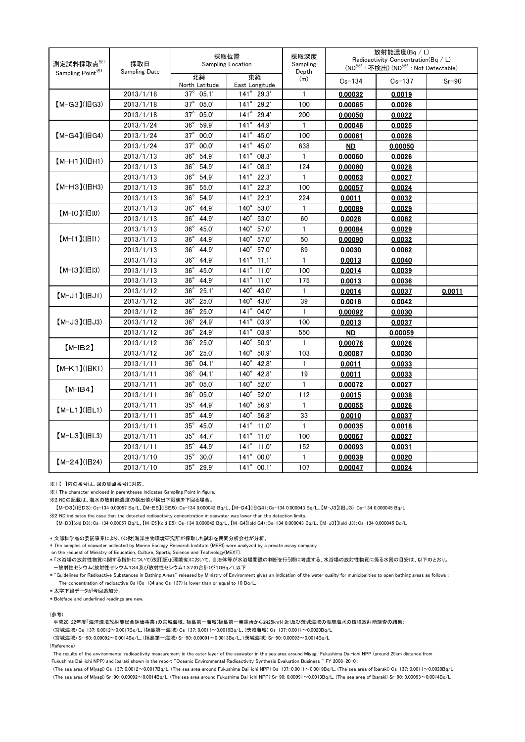| 測定試料採取点※1 Sampling Point※1 | 採取日 Sampling Date | 採取位置 Sampling Location | | 採取深度 Sampling Depth (m) | 放射能濃度(Bq / L) Radioactivity Concentration(Bq / L) (ND※2 : 不検出) (ND※2 : Not Detectable) | | |
|---|---|---|---|---|---|---|---|
| | | 北緯 North Latitude | 東経 East Longitude | | Cs-134 | Cs-137 | Sr-90 |
| 【M-G3】(旧G3) | 2013/1/18 | 37° 05.1' | 141° 29.3' | 1 | **0.00032** | **0.0019** | |
| | 2013/1/18 | 37° 05.0' | 141° 29.2' | 100 | **0.00065** | **0.0026** | |
| | 2013/1/18 | 37° 05.0' | 141° 29.4' | 200 | **0.00050** | **0.0022** | |
| 【M-G4】(旧G4) | 2013/1/24 | 36° 59.9' | 141° 44.9' | 1 | **0.00046** | **0.0025** | |
| | 2013/1/24 | 37° 00.0' | 141° 45.0' | 100 | **0.00061** | **0.0028** | |
| | 2013/1/24 | 37° 00.0' | 141° 45.0' | 638 | **ND** | **0.00050** | |
| 【M-H1】(旧H1) | 2013/1/13 | 36° 54.9' | 141° 08.3' | 1 | **0.00060** | **0.0026** | |
| | 2013/1/13 | 36° 54.9' | 141° 08.3' | 124 | **0.00080** | **0.0028** | |
| 【M-H3】(旧H3) | 2013/1/13 | 36° 54.9' | 141° 22.3' | 1 | **0.00063** | **0.0027** | |
| | 2013/1/13 | 36° 55.0' | 141° 22.3' | 100 | **0.00057** | **0.0024** | |
| | 2013/1/13 | 36° 54.9' | 141° 22.3' | 224 | **0.0011** | **0.0032** | |
| 【M-I0】(旧I0) | 2013/1/13 | 36° 44.9' | 140° 53.0' | 1 | **0.00089** | **0.0029** | |
| | 2013/1/13 | 36° 44.9' | 140° 53.0' | 60 | **0.0028** | **0.0062** | |
| 【M-I1】(旧I1) | 2013/1/13 | 36° 45.0' | 140° 57.0' | 1 | **0.00084** | **0.0029** | |
| | 2013/1/13 | 36° 44.9' | 140° 57.0' | 50 | **0.00090** | **0.0032** | |
| | 2013/1/13 | 36° 44.9' | 140° 57.0' | 89 | **0.0030** | **0.0062** | |
| 【M-I3】(旧I3) | 2013/1/13 | 36° 44.9' | 141° 11.1' | 1 | **0.0013** | **0.0040** | |
| | 2013/1/13 | 36° 45.0' | 141° 11.0' | 100 | **0.0014** | **0.0039** | |
| | 2013/1/13 | 36° 44.9' | 141° 11.0' | 175 | **0.0013** | **0.0036** | |
| 【M-J1】(旧J1) | 2013/1/12 | 36° 25.1' | 140° 43.0' | 1 | **0.0014** | **0.0037** | **0.0011** |
| | 2013/1/12 | 36° 25.0' | 140° 43.0' | 39 | **0.0016** | **0.0042** | |
| 【M-J3】(旧J3) | 2013/1/12 | 36° 25.0' | 141° 04.0' | 1 | **0.00092** | **0.0030** | |
| | 2013/1/12 | 36° 24.9' | 141° 03.9' | 100 | **0.0013** | **0.0037** | |
| | 2013/1/12 | 36° 24.9' | 141° 03.9' | 550 | **ND** | **0.00059** | |
| 【M-IB2】 | 2013/1/12 | 36° 25.0' | 140° 50.9' | 1 | **0.00076** | **0.0026** | |
| | 2013/1/12 | 36° 25.0' | 140° 50.9' | 103 | **0.00087** | **0.0030** | |
| 【M-K1】(旧K1) | 2013/1/11 | 36° 04.1' | 140° 42.8' | 1 | **0.0011** | **0.0033** | |
| | 2013/1/11 | 36° 04.1' | 140° 42.8' | 19 | **0.0011** | **0.0033** | |
| 【M-IB4】 | 2013/1/11 | 36° 05.0' | 140° 52.0' | 1 | **0.00072** | **0.0027** | |
| | 2013/1/11 | 36° 05.0' | 140° 52.0' | 112 | **0.0015** | **0.0038** | |
| 【M-L1】(旧L1) | 2013/1/11 | 35° 44.9' | 140° 56.9' | 1 | **0.00055** | **0.0026** | |
| | 2013/1/11 | 35° 44.9' | 140° 56.8' | 33 | **0.0010** | **0.0037** | |
| 【M-L3】(旧L3) | 2013/1/11 | 35° 45.0' | 141° 11.0' | 1 | **0.00035** | **0.0018** | |
| | 2013/1/11 | 35° 44.7' | 141° 11.0' | 100 | **0.00067** | **0.0027** | |
| | 2013/1/11 | 35° 44.9' | 141° 11.0' | 152 | **0.00093** | **0.0031** | |
| 【M-24】(旧24) | 2013/1/10 | 35° 30.0' | 141° 00.0' | 1 | **0.00039** | **0.0020** | |
| | 2013/1/10 | 35° 29.9' | 141° 00.1' | 107 | **0.00047** | **0.0024** | |

※1【 】内の番号は、図の測点番号に対応。

※1 The character enclosed in parentheses indicates Sampling Point in figure.

※2 NDの記載は、海水の放射能濃度の検出値が検出下限値を下回る場合。

【M-D3】(旧D3)：Cs-134 0.00057 Bq/L、【M-E5】(旧E5)：Cs-134 0.000042 Bq/L、【M-G4】(旧G4)：Cs-134 0.000043 Bq/L、【M-J3】(旧J3)：Cs-134 0.000045 Bq/L

※2 ND indicates the case that the detected radioactivity concentration in seawater was lower than the detection limits.

【M-D3】(old D3)：Cs-134 0.00057 Bq/L、【M-E5】(old E5)：Cs-134 0.000042 Bq/L、【M-G4】(old G4)：Cs-134 0.000043 Bq/L、【M-J3】(old J3)：Cs-134 0.000045 Bq/L

＊文部科学省の委託事業により、(公財)海洋生物環境研究所が採取した試料を民間分析会社が分析。

＊ The samples of seawater collected by Marine Ecology Research Institute (MERI) were analyzed by a private assay company on the request of Ministry of Education, Culture, Sports, Science and Technology(MEXT).

＊「水浴場の放射性物質に関する指針について(改訂版)」(環境省)において、自治体等が水浴場開設の判断を行う際に考慮する、水浴場の放射性物質に係る水質の目安は、以下のとおり。

－放射性セシウム(放射性セシウム134及び放射性セシウム137の合計)が10Bq／L以下

＊ "Guidelines for Radioactive Substances in Bathing Areas" released by Ministry of Environment gives an indication of the water quality for municipalities to open bathing areas as follows :

－ The concentration of radioactive Cs (Cs-134 and Cs-137) is lower than or equal to 10 Bq/L.

＊太字下線データが今回追加分。

＊ Boldface and underlined readings are new.

(参考)

平成20-22年度「海洋環境放射能総合評価事業」の宮城海域、福島第一海域(福島第一発電所から約25km付近)及び茨城海域の表層海水の環境放射能調査の結果:

(宮城海域) Cs-137: 0.0012～0.0017Bq/L、(福島第一海域) Cs-137: 0.0011～0.0019Bq/L、(茨城海域) Cs-137: 0.0011～0.0020Bq/L

(宮城海域) Sr-90: 0.00092～0.0014Bq/L、(福島第一海域) Sr-90: 0.00091～0.0013Bq/L、(茨城海域) Sr-90: 0.00093～0.0014Bq/L

(Reference)

The results of the environmental radioactivity measurement in the outer layer of the seawater in the sea area around Miyagi, Fukushima Dai-ichi NPP (around 25km distance from Fukushima Dai-ichi NPP) and Ibaraki shown in the report "Oceanic Environmental Radioactivity Synthesis Evaluation Business " FY 2008-2010 :

(The sea area of Miyagi) Cs-137: 0.0012～0.0017Bq/L, (The sea area around Fukushima Dai-ichi NPP) Cs-137: 0.0011～0.0019Bq/L, (The sea area of Ibaraki) Cs-137: 0.0011～0.0020Bq/L

(The sea area of Miyagi) Sr-90: 0.00092～0.0014Bq/L, (The sea area around Fukushima Dai-ichi NPP) Sr-90: 0.00091～0.0013Bq/L, (The sea area of Ibaraki) Sr-90: 0.00093～0.0014Bq/L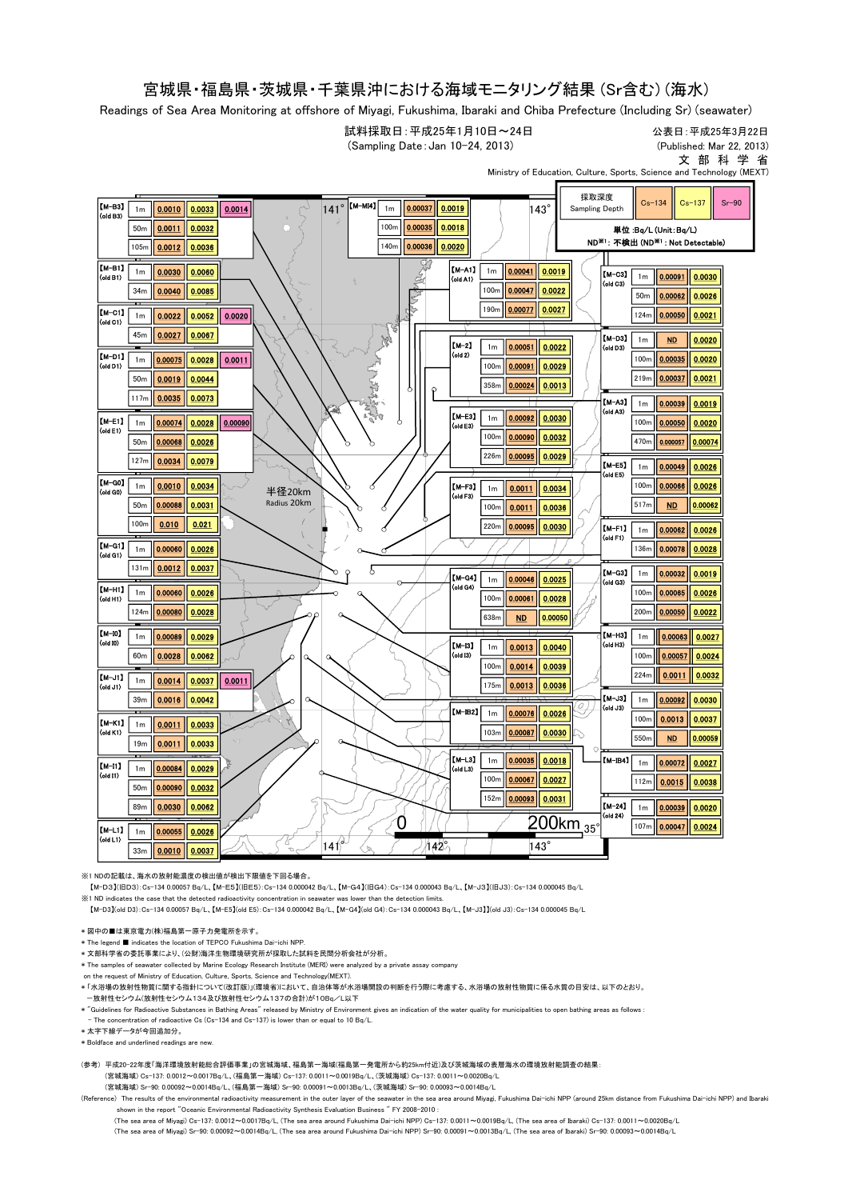# 宮城県・福島県・茨城県・千葉県沖における海域モニタリング結果（Sr含む）（海水）

Readings of Sea Area Monitoring at offshore of Miyagi, Fukushima, Ibaraki and Chiba Prefecture (Including Sr) (seawater)

試料採取日：平成25年1月10日～24日
(Sampling Date : Jan 10-24, 2013)

公表日：平成25年3月22日
(Published: Mar 22, 2013)

文 部 科 学 省
Ministry of Education, Culture, Sports, Science and Technology (MEXT)

単位：Bq/L (Unit: Bq/L)

ND※1：不検出 (ND※1 : Not Detectable)

| 地点 | 採取深度 Sampling Depth | Cs-134 | Cs-137 | Sr-90 |
|---|---|---|---|---|
| 【M-B3】(old B3) | 1m | 0.0010 | 0.0033 | 0.0014 |
| | 50m | 0.0011 | 0.0032 | |
| | 105m | 0.0012 | 0.0036 | |
| 【M-B1】(old B1) | 1m | 0.0030 | 0.0060 | |
| | 34m | 0.0040 | 0.0085 | |
| 【M-C1】(old C1) | 1m | 0.0022 | 0.0052 | 0.0020 |
| | 45m | 0.0027 | 0.0067 | |
| 【M-D1】(old D1) | 1m | 0.00075 | 0.0028 | 0.0011 |
| | 50m | 0.0019 | 0.0044 | |
| | 117m | 0.0035 | 0.0073 | |
| 【M-E1】(old E1) | 1m | 0.00074 | 0.0028 | 0.00090 |
| | 50m | 0.00068 | 0.0026 | |
| | 127m | 0.0034 | 0.0079 | |
| 【M-G0】(old G0) | 1m | 0.0010 | 0.0034 | |
| | 50m | 0.00088 | 0.0031 | |
| | 100m | 0.010 | 0.021 | |
| 【M-G1】(old G1) | 1m | 0.00060 | 0.0026 | |
| | 131m | 0.0012 | 0.0037 | |
| 【M-H1】(old H1) | 1m | 0.00060 | 0.0026 | |
| | 124m | 0.00080 | 0.0028 | |
| 【M-I0】(old I0) | 1m | 0.00089 | 0.0029 | |
| | 60m | 0.0028 | 0.0062 | |
| 【M-J1】(old J1) | 1m | 0.0014 | 0.0037 | 0.0011 |
| | 39m | 0.0016 | 0.0042 | |
| 【M-K1】(old K1) | 1m | 0.0011 | 0.0033 | |
| | 19m | 0.0011 | 0.0033 | |
| 【M-I1】(old I1) | 1m | 0.00084 | 0.0029 | |
| | 50m | 0.00090 | 0.0032 | |
| | 89m | 0.0030 | 0.0062 | |
| 【M-L1】(old L1) | 1m | 0.00055 | 0.0026 | |
| | 33m | 0.0010 | 0.0037 | |
| 【M-MI4】 | 1m | 0.00037 | 0.0019 | |
| | 100m | 0.00035 | 0.0018 | |
| | 140m | 0.00036 | 0.0020 | |
| 【M-A1】(old A1) | 1m | 0.00041 | 0.0019 | |
| | 100m | 0.00047 | 0.0022 | |
| | 190m | 0.00077 | 0.0027 | |
| 【M-2】(old 2) | 1m | 0.00051 | 0.0022 | |
| | 100m | 0.00091 | 0.0029 | |
| | 358m | 0.00024 | 0.0013 | |
| 【M-E3】(old E3) | 1m | 0.00092 | 0.0030 | |
| | 100m | 0.00090 | 0.0032 | |
| | 226m | 0.00095 | 0.0029 | |
| 【M-F3】(old F3) | 1m | 0.0011 | 0.0034 | |
| | 100m | 0.0011 | 0.0036 | |
| | 220m | 0.00095 | 0.0030 | |
| 【M-G4】(old G4) | 1m | 0.00046 | 0.0025 | |
| | 100m | 0.00061 | 0.0028 | |
| | 638m | ND | 0.00050 | |
| 【M-I3】(old I3) | 1m | 0.0013 | 0.0040 | |
| | 100m | 0.0014 | 0.0039 | |
| | 175m | 0.0013 | 0.0036 | |
| 【M-IB2】 | 1m | 0.00076 | 0.0026 | |
| | 103m | 0.00087 | 0.0030 | |
| 【M-L3】(old L3) | 1m | 0.00035 | 0.0018 | |
| | 100m | 0.00067 | 0.0027 | |
| | 152m | 0.00093 | 0.0031 | |
| 【M-C3】(old C3) | 1m | 0.00091 | 0.0030 | |
| | 50m | 0.00062 | 0.0026 | |
| | 124m | 0.00050 | 0.0021 | |
| 【M-D3】(old D3) | 1m | ND | 0.0020 | |
| | 100m | 0.00035 | 0.0020 | |
| | 219m | 0.00037 | 0.0021 | |
| 【M-A3】(old A3) | 1m | 0.00039 | 0.0019 | |
| | 100m | 0.00050 | 0.0020 | |
| | 470m | 0.000057 | 0.00074 | |
| 【M-E5】(old E5) | 1m | 0.00049 | 0.0026 | |
| | 100m | 0.00066 | 0.0026 | |
| | 517m | ND | 0.00062 | |
| 【M-F1】(old F1) | 1m | 0.00062 | 0.0026 | |
| | 136m | 0.00078 | 0.0028 | |
| 【M-G3】(old G3) | 1m | 0.00032 | 0.0019 | |
| | 100m | 0.00065 | 0.0026 | |
| | 200m | 0.00050 | 0.0022 | |
| 【M-H3】(old H3) | 1m | 0.00063 | 0.0027 | |
| | 100m | 0.00057 | 0.0024 | |
| | 224m | 0.0011 | 0.0032 | |
| 【M-J3】(old J3) | 1m | 0.00092 | 0.0030 | |
| | 100m | 0.0013 | 0.0037 | |
| | 550m | ND | 0.00059 | |
| 【M-IB4】 | 1m | 0.00072 | 0.0027 | |
| | 112m | 0.0015 | 0.0038 | |
| 【M-24】(old 24) | 1m | 0.00039 | 0.0020 | |
| | 107m | 0.00047 | 0.0024 | |

半径20km
Radius 20km

141°　142°　143°　35°

0　200km

※1 NDの記載は、海水の放射能濃度の検出値が検出下限値を下回る場合。
【M-D3】(旧D3)：Cs-134 0.000057 Bq/L、【M-E5】(旧E5)：Cs-134 0.000042 Bq/L、【M-G4】(旧G4)：Cs-134 0.000043 Bq/L、【M-J3】(旧J3)：Cs-134 0.000045 Bq/L

※1 ND indicates the case that the detected radioactivity concentration in seawater was lower than the detection limits.
【M-D3】(old D3)：Cs-134 0.000057 Bq/L、【M-E5】(old E5)：Cs-134 0.000042 Bq/L、【M-G4】(old G4)：Cs-134 0.000043 Bq/L、【M-J3】(old J3)：Cs-134 0.000045 Bq/L

* 図中の■は東京電力(株)福島第一原子力発電所を示す。
* The legend ■ indicates the location of TEPCO Fukushima Dai-ichi NPP.
* 文部科学省の委託事業により、(公財)海洋生物環境研究所が採取した試料を民間分析会社が分析。
* The samples of seawater collected by Marine Ecology Research Institute (MERI) were analyzed by a private assay company on the request of Ministry of Education, Culture, Sports, Science and Technology(MEXT).
* 「水浴場の放射性物質に関する指針について(改訂版)」(環境省)において、自治体等が水浴場開設の判断を行う際に考慮する、水浴場の放射性物質に係る水質の目安は、以下のとおり。
－放射性セシウム(放射性セシウム134及び放射性セシウム137の合計)が10Bq/L以下
* "Guidelines for Radioactive Substances in Bathing Areas" released by Ministry of Environment gives an indication of the water quality for municipalities to open bathing areas as follows :
－The concentration of radioactive Cs (Cs-134 and Cs-137) is lower than or equal to 10 Bq/L.
* 太字下線データが今回追加分。
* Boldface and underlined readings are new.

(参考) 平成20-22年度「海洋環境放射能総合評価事業」の宮城海域、福島第一海域(福島第一発電所から約25km付近)及び茨城海域の表層海水の環境放射能調査の結果:
(宮城海域) Cs-137: 0.0012～0.0017Bq/L、(福島第一海域) Cs-137: 0.0011～0.0019Bq/L、(茨城海域) Cs-137: 0.0011～0.0020Bq/L
(宮城海域) Sr-90: 0.00092～0.0014Bq/L、(福島第一海域) Sr-90: 0.00091～0.0013Bq/L、(茨城海域) Sr-90: 0.00093～0.0014Bq/L

(Reference) The results of the environmental radioactivity measurement in the outer layer of the seawater in the sea area around Miyagi, Fukushima Dai-ichi NPP (around 25km distance from Fukushima Dai-ichi NPP) and Ibaraki shown in the report "Oceanic Environmental Radioactivity Synthesis Evaluation Business " FY 2008-2010 :
(The sea area of Miyagi) Cs-137: 0.0012～0.0017Bq/L, (The sea area around Fukushima Dai-ichi NPP) Cs-137: 0.0011～0.0019Bq/L, (The sea area of Ibaraki) Cs-137: 0.0011～0.0020Bq/L
(The sea area of Miyagi) Sr-90: 0.00092～0.0014Bq/L, (The sea area around Fukushima Dai-ichi NPP) Sr-90: 0.00091～0.0013Bq/L, (The sea area of Ibaraki) Sr-90: 0.00093～0.0014Bq/L